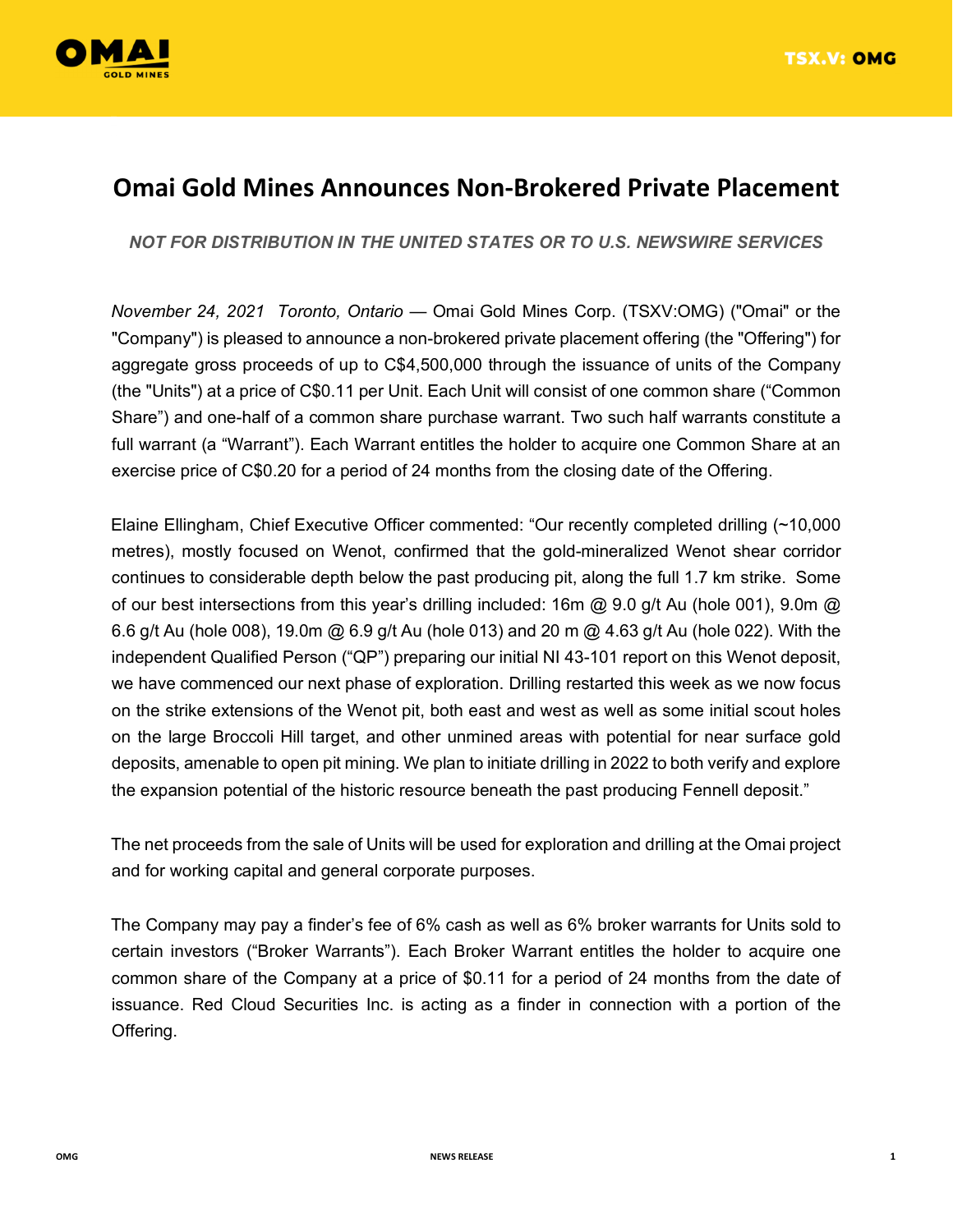# Omai Gold Mines Announces Non-Brokered Private Placement

*NOT FOR DISTRIBUTION IN THE UNITED STATES OR TO U.S. NEWSWIRE SERVICES*

*November 24, 2021 Toronto, Ontario* — Omai Gold Mines Corp. (TSXV:OMG) ("Omai" or the "Company") is pleased to announce a non-brokered private placement offering (the "Offering") for aggregate gross proceeds of up to C$4,500,000 through the issuance of units of the Company (the "Units") at a price of C$0.11 per Unit. Each Unit will consist of one common share ("Common Share") and one-half of a common share purchase warrant. Two such half warrants constitute a full warrant (a "Warrant"). Each Warrant entitles the holder to acquire one Common Share at an exercise price of C$0.20 for a period of 24 months from the closing date of the Offering.

Elaine Ellingham, Chief Executive Officer commented: "Our recently completed drilling (~10,000 metres), mostly focused on Wenot, confirmed that the gold-mineralized Wenot shear corridor continues to considerable depth below the past producing pit, along the full 1.7 km strike. Some of our best intersections from this year's drilling included: 16m @ 9.0 g/t Au (hole 001), 9.0m @ 6.6 g/t Au (hole 008), 19.0m @ 6.9 g/t Au (hole 013) and 20 m @ 4.63 g/t Au (hole 022). With the independent Qualified Person ("QP") preparing our initial NI 43-101 report on this Wenot deposit, we have commenced our next phase of exploration. Drilling restarted this week as we now focus on the strike extensions of the Wenot pit, both east and west as well as some initial scout holes on the large Broccoli Hill target, and other unmined areas with potential for near surface gold deposits, amenable to open pit mining. We plan to initiate drilling in 2022 to both verify and explore the expansion potential of the historic resource beneath the past producing Fennell deposit."

The net proceeds from the sale of Units will be used for exploration and drilling at the Omai project and for working capital and general corporate purposes.

The Company may pay a finder's fee of 6% cash as well as 6% broker warrants for Units sold to certain investors ("Broker Warrants"). Each Broker Warrant entitles the holder to acquire one common share of the Company at a price of $0.11 for a period of 24 months from the date of issuance. Red Cloud Securities Inc. is acting as a finder in connection with a portion of the Offering.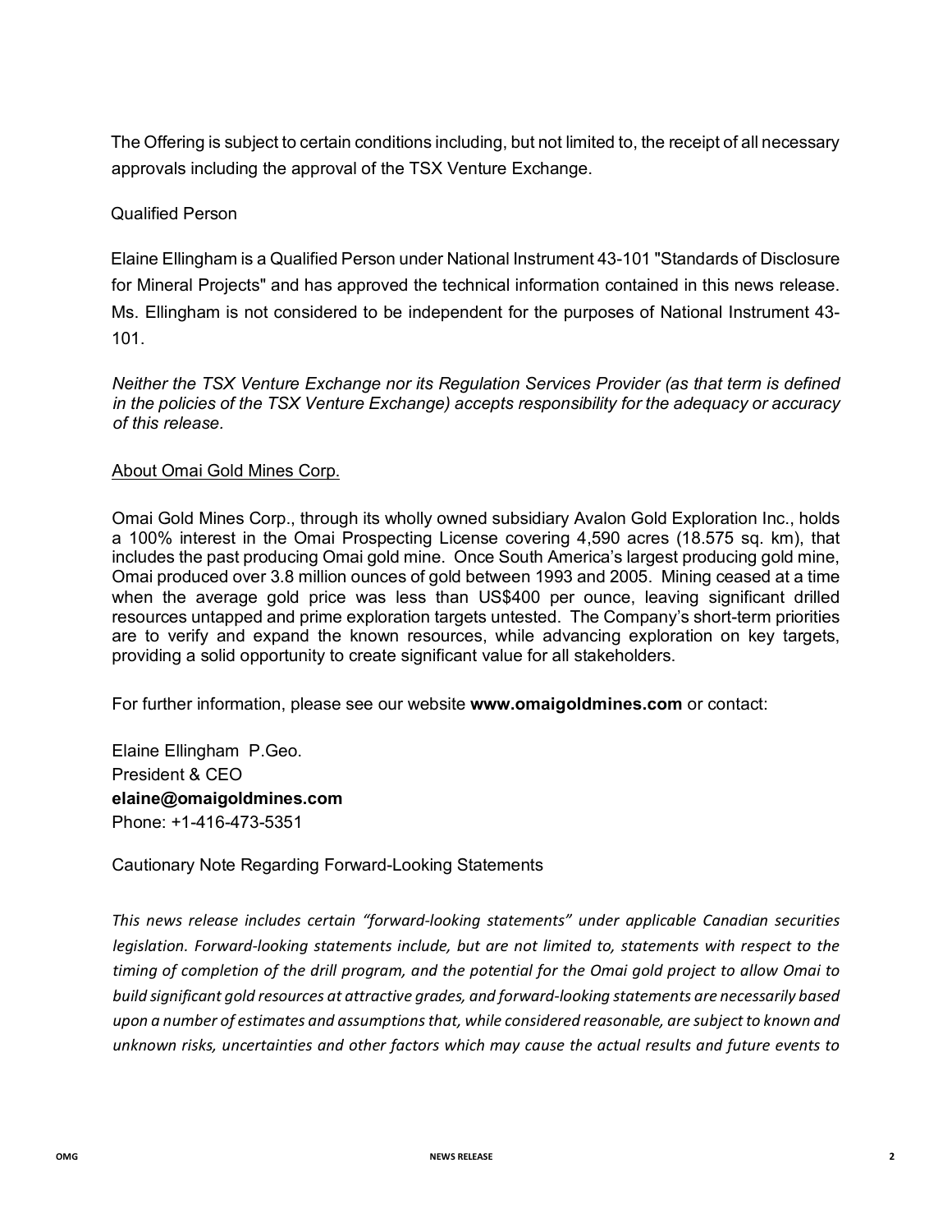The Offering is subject to certain conditions including, but not limited to, the receipt of all necessary approvals including the approval of the TSX Venture Exchange.

## Qualified Person

Elaine Ellingham is a Qualified Person under National Instrument 43-101 "Standards of Disclosure for Mineral Projects" and has approved the technical information contained in this news release. Ms. Ellingham is not considered to be independent for the purposes of National Instrument 43-101.

*Neither the TSX Venture Exchange nor its Regulation Services Provider (as that term is defined in the policies of the TSX Venture Exchange) accepts responsibility for the adequacy or accuracy of this release.*

## About Omai Gold Mines Corp.

Omai Gold Mines Corp., through its wholly owned subsidiary Avalon Gold Exploration Inc., holds a 100% interest in the Omai Prospecting License covering 4,590 acres (18.575 sq. km), that includes the past producing Omai gold mine. Once South America's largest producing gold mine, Omai produced over 3.8 million ounces of gold between 1993 and 2005. Mining ceased at a time when the average gold price was less than US$400 per ounce, leaving significant drilled resources untapped and prime exploration targets untested. The Company's short-term priorities are to verify and expand the known resources, while advancing exploration on key targets, providing a solid opportunity to create significant value for all stakeholders.

For further information, please see our website **www.omaigoldmines.com** or contact:

Elaine Ellingham P.Geo.
President & CEO
**elaine@omaigoldmines.com**
Phone: +1-416-473-5351

## Cautionary Note Regarding Forward-Looking Statements

*This news release includes certain "forward-looking statements" under applicable Canadian securities legislation. Forward-looking statements include, but are not limited to, statements with respect to the timing of completion of the drill program, and the potential for the Omai gold project to allow Omai to build significant gold resources at attractive grades, and forward-looking statements are necessarily based upon a number of estimates and assumptions that, while considered reasonable, are subject to known and unknown risks, uncertainties and other factors which may cause the actual results and future events to*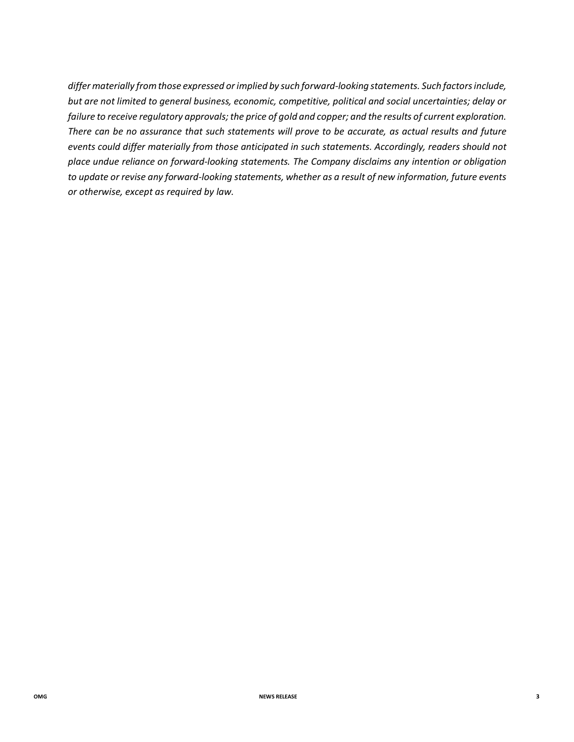*differ materially from those expressed or implied by such forward-looking statements. Such factors include, but are not limited to general business, economic, competitive, political and social uncertainties; delay or failure to receive regulatory approvals; the price of gold and copper; and the results of current exploration. There can be no assurance that such statements will prove to be accurate, as actual results and future events could differ materially from those anticipated in such statements. Accordingly, readers should not place undue reliance on forward-looking statements. The Company disclaims any intention or obligation to update or revise any forward-looking statements, whether as a result of new information, future events or otherwise, except as required by law.*